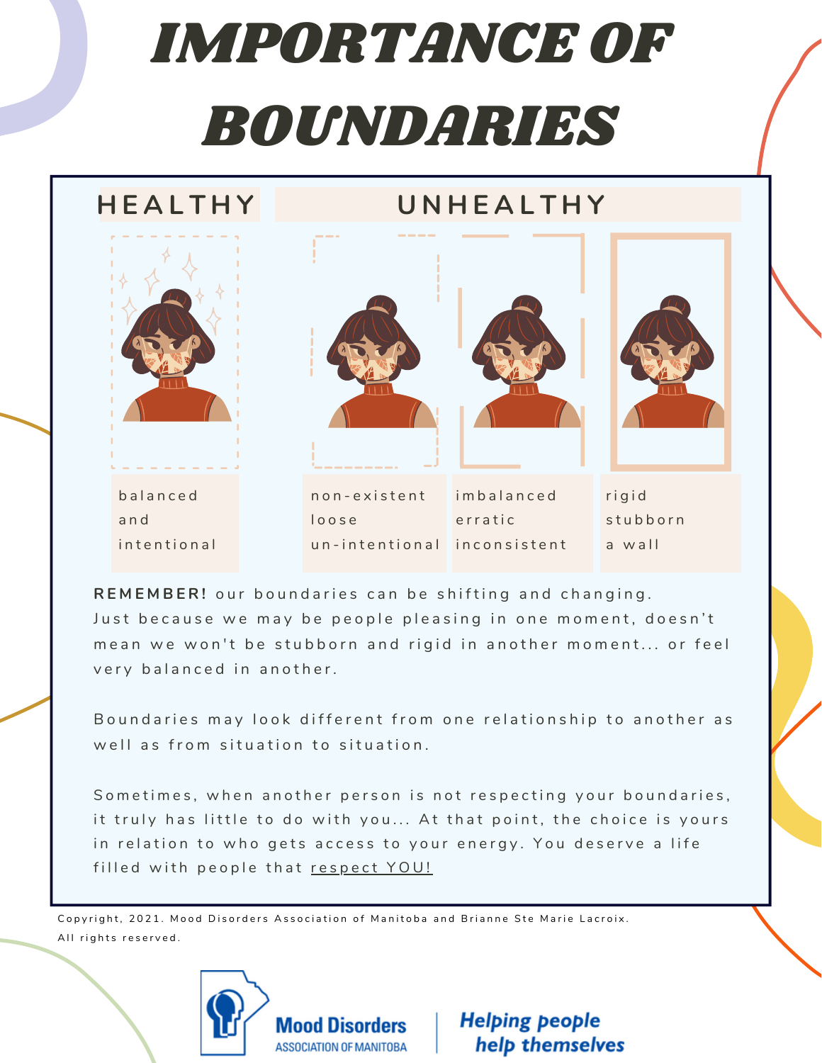# IMPORTANCE OF BOUNDARIES

| HEALTHY | UNHEALTHY | | |
|---|---|---|---|
| balanced and intentional | non-existent loose un-intentional | imbalanced erratic inconsistent | rigid stubborn a wall |

**REMEMBER!** our boundaries can be shifting and changing. Just because we may be people pleasing in one moment, doesn't mean we won't be stubborn and rigid in another moment... or feel very balanced in another.

Boundaries may look different from one relationship to another as well as from situation to situation.

Sometimes, when another person is not respecting your boundaries, it truly has little to do with you... At that point, the choice is yours in relation to who gets access to your energy. You deserve a life filled with people that respect YOU!

Copyright, 2021. Mood Disorders Association of Manitoba and Brianne Ste Marie Lacroix. All rights reserved.

Mood Disorders ASSOCIATION OF MANITOBA

*Helping people help themselves*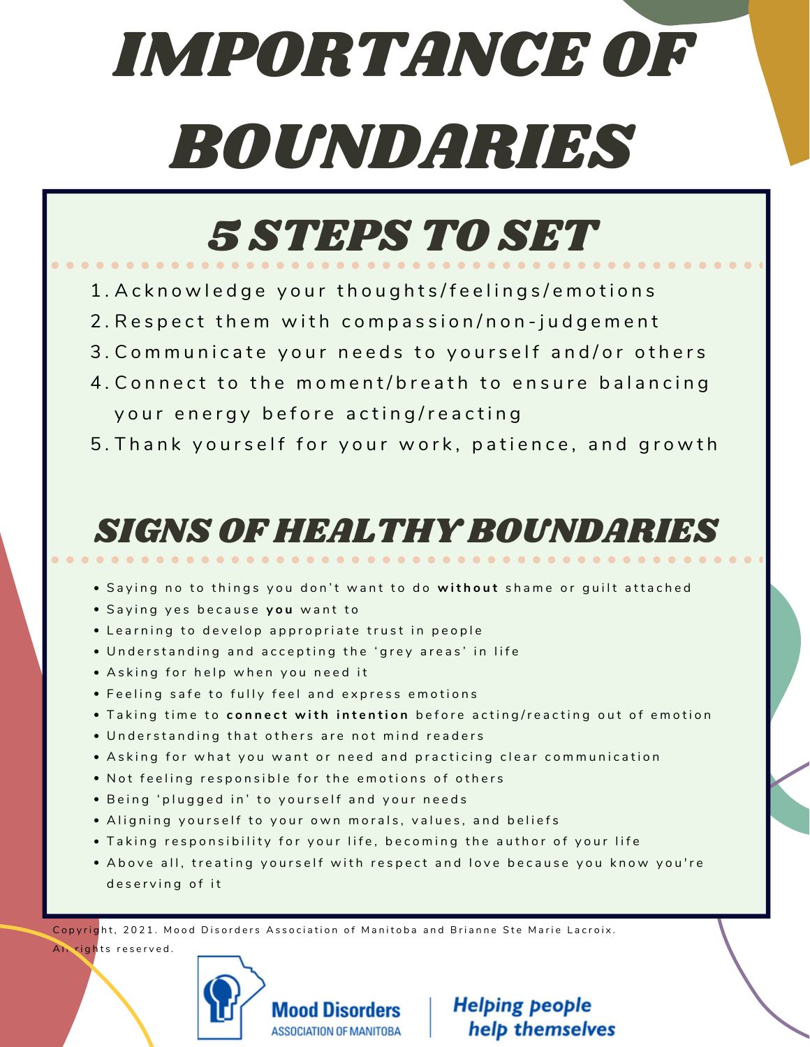# IMPORTANCE OF BOUNDARIES

## 5 STEPS TO SET

1. Acknowledge your thoughts/feelings/emotions
2. Respect them with compassion/non-judgement
3. Communicate your needs to yourself and/or others
4. Connect to the moment/breath to ensure balancing your energy before acting/reacting
5. Thank yourself for your work, patience, and growth

## SIGNS OF HEALTHY BOUNDARIES

- Saying no to things you don't want to do **without** shame or guilt attached
- Saying yes because **you** want to
- Learning to develop appropriate trust in people
- Understanding and accepting the 'grey areas' in life
- Asking for help when you need it
- Feeling safe to fully feel and express emotions
- Taking time to **connect with intention** before acting/reacting out of emotion
- Understanding that others are not mind readers
- Asking for what you want or need and practicing clear communication
- Not feeling responsible for the emotions of others
- Being 'plugged in' to yourself and your needs
- Aligning yourself to your own morals, values, and beliefs
- Taking responsibility for your life, becoming the author of your life
- Above all, treating yourself with respect and love because you know you're deserving of it

Copyright, 2021. Mood Disorders Association of Manitoba and Brianne Ste Marie Lacroix. All rights reserved.

Mood Disorders ASSOCIATION OF MANITOBA | Helping people help themselves